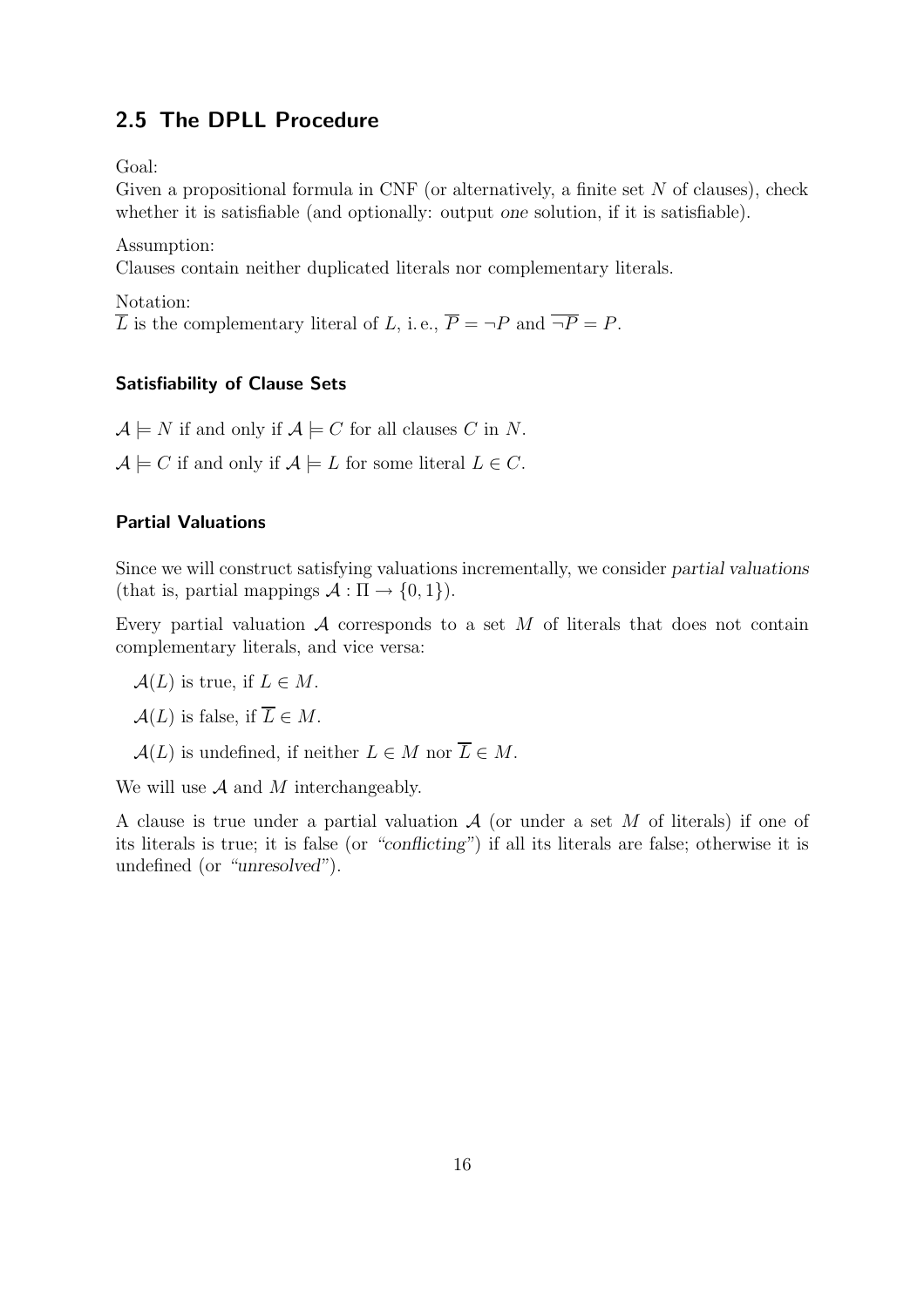## 2.5 The DPLL Procedure

Goal:
Given a propositional formula in CNF (or alternatively, a finite set $N$ of clauses), check whether it is satisfiable (and optionally: output *one* solution, if it is satisfiable).

Assumption:
Clauses contain neither duplicated literals nor complementary literals.

Notation:
$\overline{L}$ is the complementary literal of $L$, i. e., $\overline{P} = \neg P$ and $\overline{\neg P} = P$.

### Satisfiability of Clause Sets

$\mathcal{A} \models N$ if and only if $\mathcal{A} \models C$ for all clauses $C$ in $N$.

$\mathcal{A} \models C$ if and only if $\mathcal{A} \models L$ for some literal $L \in C$.

### Partial Valuations

Since we will construct satisfying valuations incrementally, we consider *partial valuations* (that is, partial mappings $\mathcal{A} : \Pi \to \{0, 1\}$).

Every partial valuation $\mathcal{A}$ corresponds to a set $M$ of literals that does not contain complementary literals, and vice versa:

$\mathcal{A}(L)$ is true, if $L \in M$.

$\mathcal{A}(L)$ is false, if $\overline{L} \in M$.

$\mathcal{A}(L)$ is undefined, if neither $L \in M$ nor $\overline{L} \in M$.

We will use $\mathcal{A}$ and $M$ interchangeably.

A clause is true under a partial valuation $\mathcal{A}$ (or under a set $M$ of literals) if one of its literals is true; it is false (or *"conflicting"*) if all its literals are false; otherwise it is undefined (or *"unresolved"*).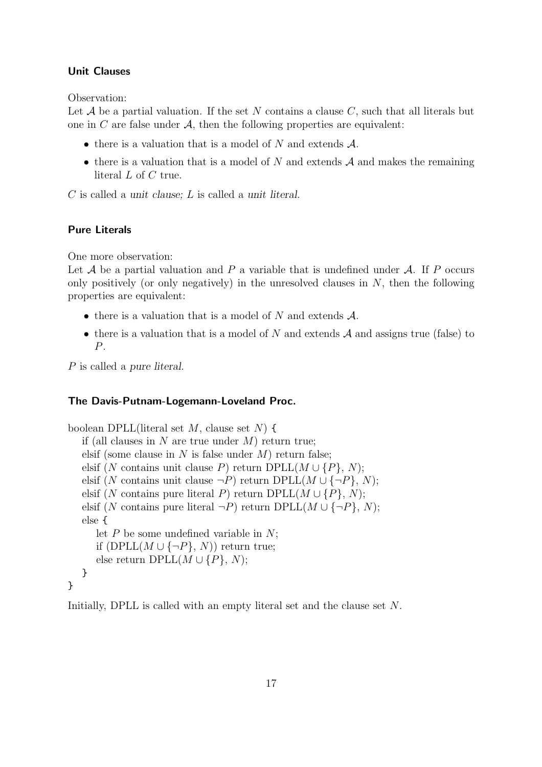### Unit Clauses

Observation:
Let $\mathcal{A}$ be a partial valuation. If the set $N$ contains a clause $C$, such that all literals but one in $C$ are false under $\mathcal{A}$, then the following properties are equivalent:

- there is a valuation that is a model of $N$ and extends $\mathcal{A}$.
- there is a valuation that is a model of $N$ and extends $\mathcal{A}$ and makes the remaining literal $L$ of $C$ true.

$C$ is called a *unit clause;* $L$ is called a *unit literal.*

### Pure Literals

One more observation:
Let $\mathcal{A}$ be a partial valuation and $P$ a variable that is undefined under $\mathcal{A}$. If $P$ occurs only positively (or only negatively) in the unresolved clauses in $N$, then the following properties are equivalent:

- there is a valuation that is a model of $N$ and extends $\mathcal{A}$.
- there is a valuation that is a model of $N$ and extends $\mathcal{A}$ and assigns true (false) to $P$.

$P$ is called a *pure literal.*

### The Davis-Putnam-Logemann-Loveland Proc.

```
boolean DPLL(literal set M, clause set N) {
    if (all clauses in N are true under M) return true;
    elsif (some clause in N is false under M) return false;
    elsif (N contains unit clause P) return DPLL(M ∪ {P}, N);
    elsif (N contains unit clause ¬P) return DPLL(M ∪ {¬P}, N);
    elsif (N contains pure literal P) return DPLL(M ∪ {P}, N);
    elsif (N contains pure literal ¬P) return DPLL(M ∪ {¬P}, N);
    else {
        let P be some undefined variable in N;
        if (DPLL(M ∪ {¬P}, N)) return true;
        else return DPLL(M ∪ {P}, N);
    }
}
```

Initially, DPLL is called with an empty literal set and the clause set $N$.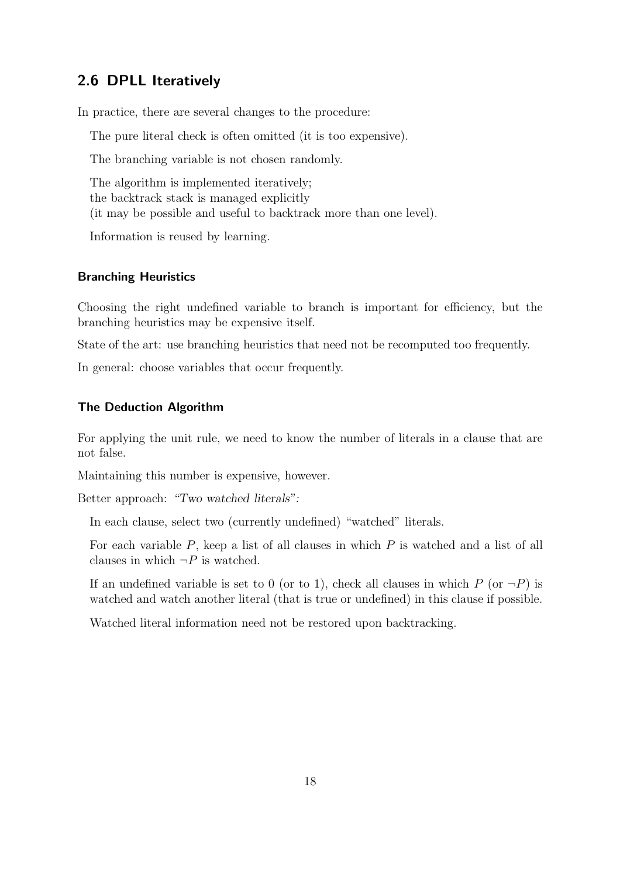## 2.6 DPLL Iteratively

In practice, there are several changes to the procedure:

The pure literal check is often omitted (it is too expensive).

The branching variable is not chosen randomly.

The algorithm is implemented iteratively;
the backtrack stack is managed explicitly
(it may be possible and useful to backtrack more than one level).

Information is reused by learning.

### Branching Heuristics

Choosing the right undefined variable to branch is important for efficiency, but the branching heuristics may be expensive itself.

State of the art: use branching heuristics that need not be recomputed too frequently.

In general: choose variables that occur frequently.

### The Deduction Algorithm

For applying the unit rule, we need to know the number of literals in a clause that are not false.

Maintaining this number is expensive, however.

Better approach: *"Two watched literals":*

In each clause, select two (currently undefined) "watched" literals.

For each variable $P$, keep a list of all clauses in which $P$ is watched and a list of all clauses in which $\neg P$ is watched.

If an undefined variable is set to 0 (or to 1), check all clauses in which $P$ (or $\neg P$) is watched and watch another literal (that is true or undefined) in this clause if possible.

Watched literal information need not be restored upon backtracking.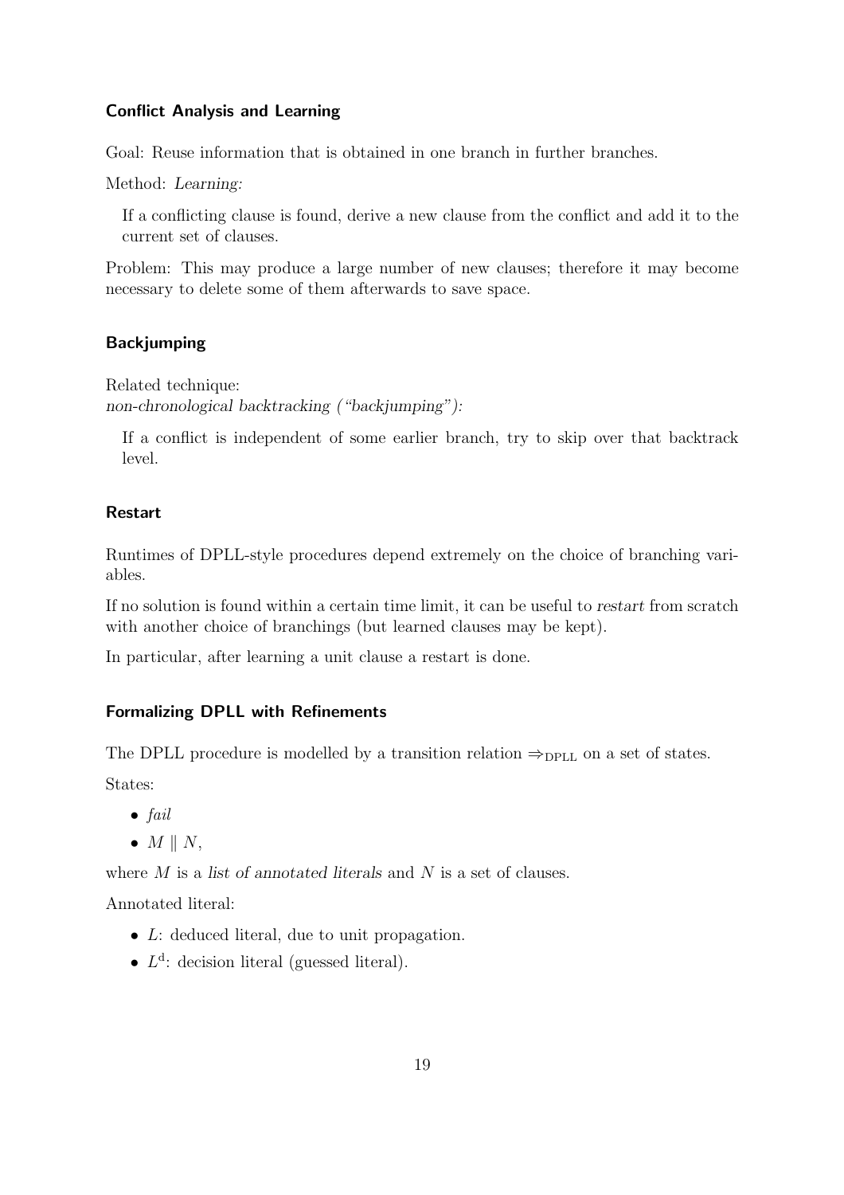### Conflict Analysis and Learning

Goal: Reuse information that is obtained in one branch in further branches.

Method: *Learning:*

> If a conflicting clause is found, derive a new clause from the conflict and add it to the current set of clauses.

Problem: This may produce a large number of new clauses; therefore it may become necessary to delete some of them afterwards to save space.

### Backjumping

Related technique:
*non-chronological backtracking ("backjumping"):*

> If a conflict is independent of some earlier branch, try to skip over that backtrack level.

### Restart

Runtimes of DPLL-style procedures depend extremely on the choice of branching variables.

If no solution is found within a certain time limit, it can be useful to *restart* from scratch with another choice of branchings (but learned clauses may be kept).

In particular, after learning a unit clause a restart is done.

### Formalizing DPLL with Refinements

The DPLL procedure is modelled by a transition relation $\Rightarrow_{\text{DPLL}}$ on a set of states.

States:

- *fail*
- $M \parallel N$,

where $M$ is a *list of annotated literals* and $N$ is a set of clauses.

Annotated literal:

- $L$: deduced literal, due to unit propagation.
- $L^{\text{d}}$: decision literal (guessed literal).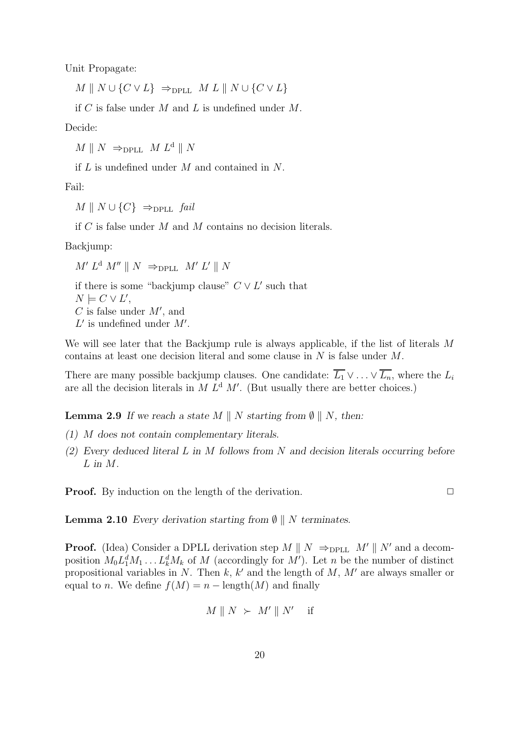Unit Propagate:

$M \parallel N \cup \{C \vee L\} \;\Rightarrow_{\text{DPLL}}\; M\ L \parallel N \cup \{C \vee L\}$

if $C$ is false under $M$ and $L$ is undefined under $M$.

Decide:

$M \parallel N \;\Rightarrow_{\text{DPLL}}\; M\ L^{\text{d}} \parallel N$

if $L$ is undefined under $M$ and contained in $N$.

Fail:

$M \parallel N \cup \{C\} \;\Rightarrow_{\text{DPLL}}\; \textit{fail}$

if $C$ is false under $M$ and $M$ contains no decision literals.

Backjump:

$M'\ L^{\text{d}}\ M'' \parallel N \;\Rightarrow_{\text{DPLL}}\; M'\ L' \parallel N$

if there is some "backjump clause" $C \vee L'$ such that
$N \models C \vee L'$,
$C$ is false under $M'$, and
$L'$ is undefined under $M'$.

We will see later that the Backjump rule is always applicable, if the list of literals $M$ contains at least one decision literal and some clause in $N$ is false under $M$.

There are many possible backjump clauses. One candidate: $\overline{L_1} \vee \ldots \vee \overline{L_n}$, where the $L_i$ are all the decision literals in $M\ L^{\text{d}}\ M'$. (But usually there are better choices.)

**Lemma 2.9** *If we reach a state $M \parallel N$ starting from $\emptyset \parallel N$, then:*

*(1) $M$ does not contain complementary literals.*

*(2) Every deduced literal $L$ in $M$ follows from $N$ and decision literals occurring before $L$ in $M$.*

**Proof.** By induction on the length of the derivation. ☐

**Lemma 2.10** *Every derivation starting from $\emptyset \parallel N$ terminates.*

**Proof.** (Idea) Consider a DPLL derivation step $M \parallel N \;\Rightarrow_{\text{DPLL}}\; M' \parallel N'$ and a decomposition $M_0 L_1^d M_1 \ldots L_k^d M_k$ of $M$ (accordingly for $M'$). Let $n$ be the number of distinct propositional variables in $N$. Then $k$, $k'$ and the length of $M$, $M'$ are always smaller or equal to $n$. We define $f(M) = n - \text{length}(M)$ and finally

$$M \parallel N \;\succ\; M' \parallel N' \quad \text{if}$$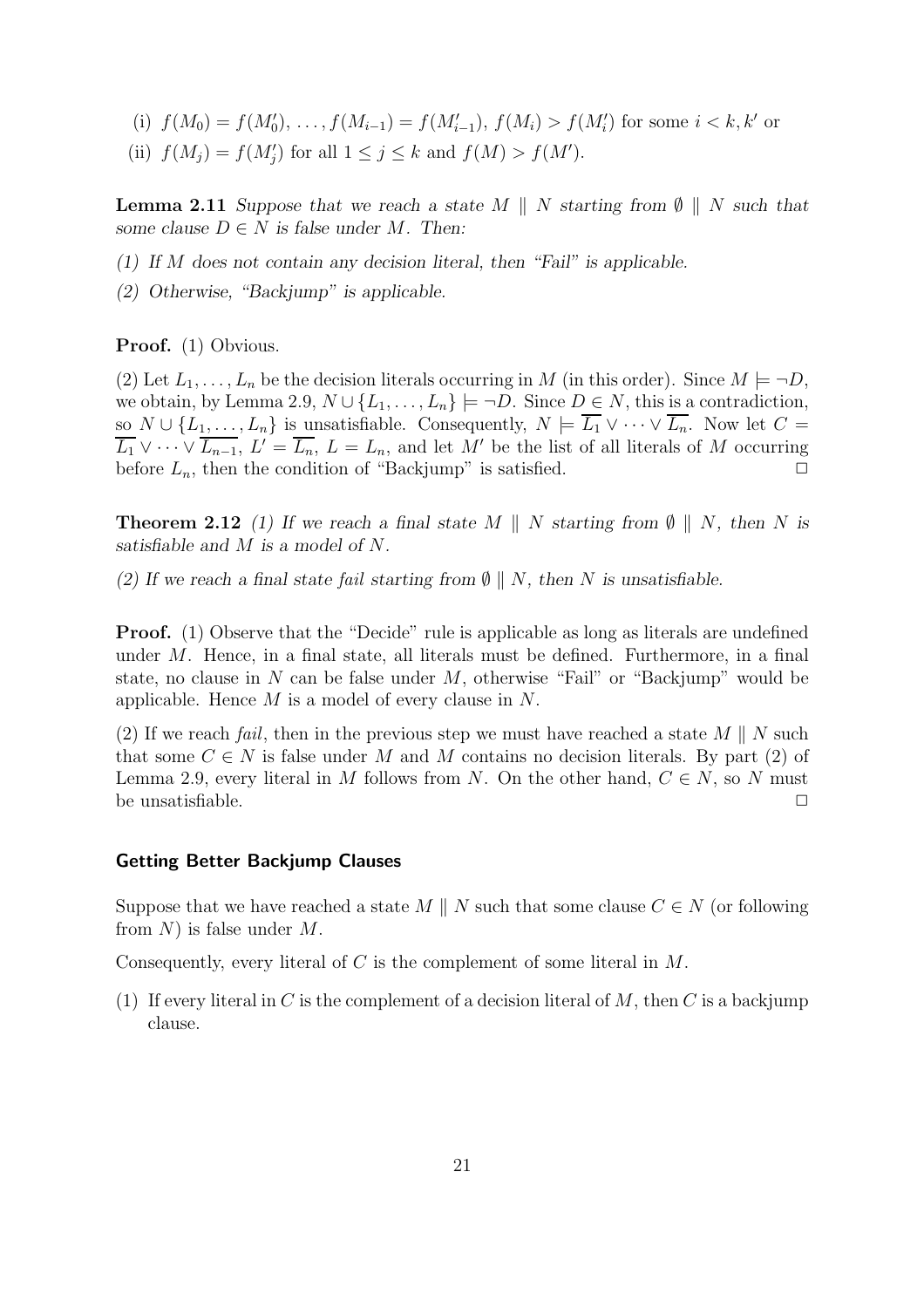(i) $f(M_0) = f(M'_0), \ldots, f(M_{i-1}) = f(M'_{i-1}), f(M_i) > f(M'_i)$ for some $i < k, k'$ or

(ii) $f(M_j) = f(M'_j)$ for all $1 \leq j \leq k$ and $f(M) > f(M')$.

**Lemma 2.11** *Suppose that we reach a state $M \parallel N$ starting from $\emptyset \parallel N$ such that some clause $D \in N$ is false under $M$. Then:*

*(1) If $M$ does not contain any decision literal, then "Fail" is applicable.*

*(2) Otherwise, "Backjump" is applicable.*

**Proof.** (1) Obvious.

(2) Let $L_1, \ldots, L_n$ be the decision literals occurring in $M$ (in this order). Since $M \models \neg D$, we obtain, by Lemma 2.9, $N \cup \{L_1, \ldots, L_n\} \models \neg D$. Since $D \in N$, this is a contradiction, so $N \cup \{L_1, \ldots, L_n\}$ is unsatisfiable. Consequently, $N \models \overline{L_1} \vee \cdots \vee \overline{L_n}$. Now let $C = \overline{L_1} \vee \cdots \vee \overline{L_{n-1}}$, $L' = \overline{L_n}$, $L = L_n$, and let $M'$ be the list of all literals of $M$ occurring before $L_n$, then the condition of "Backjump" is satisfied. $\square$

**Theorem 2.12** *(1) If we reach a final state $M \parallel N$ starting from $\emptyset \parallel N$, then $N$ is satisfiable and $M$ is a model of $N$.*

*(2) If we reach a final state fail starting from $\emptyset \parallel N$, then $N$ is unsatisfiable.*

**Proof.** (1) Observe that the "Decide" rule is applicable as long as literals are undefined under $M$. Hence, in a final state, all literals must be defined. Furthermore, in a final state, no clause in $N$ can be false under $M$, otherwise "Fail" or "Backjump" would be applicable. Hence $M$ is a model of every clause in $N$.

(2) If we reach *fail*, then in the previous step we must have reached a state $M \parallel N$ such that some $C \in N$ is false under $M$ and $M$ contains no decision literals. By part (2) of Lemma 2.9, every literal in $M$ follows from $N$. On the other hand, $C \in N$, so $N$ must be unsatisfiable. $\square$

### Getting Better Backjump Clauses

Suppose that we have reached a state $M \parallel N$ such that some clause $C \in N$ (or following from $N$) is false under $M$.

Consequently, every literal of $C$ is the complement of some literal in $M$.

(1) If every literal in $C$ is the complement of a decision literal of $M$, then $C$ is a backjump clause.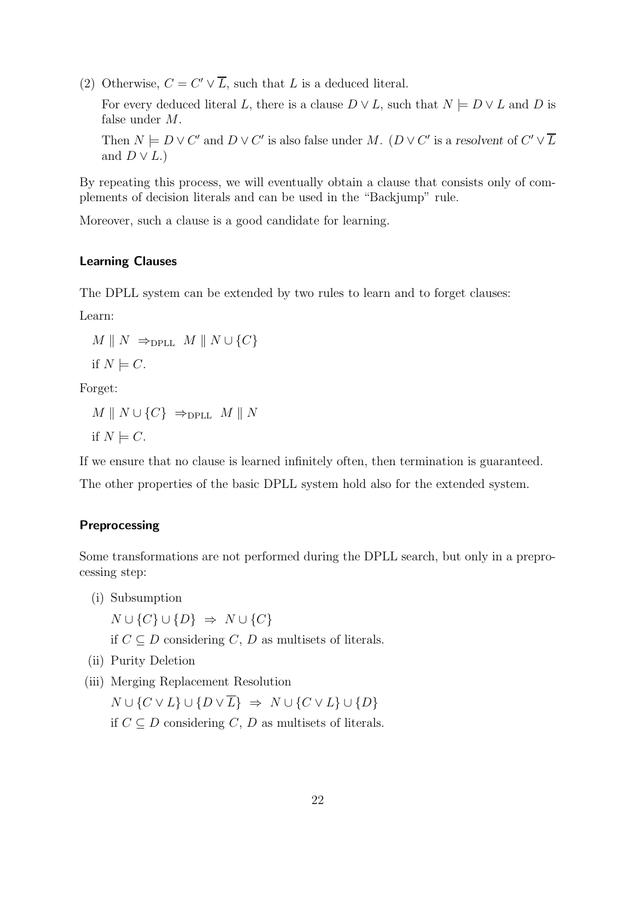(2) Otherwise, $C = C' \vee \overline{L}$, such that $L$ is a deduced literal.

For every deduced literal $L$, there is a clause $D \vee L$, such that $N \models D \vee L$ and $D$ is false under $M$.

Then $N \models D \vee C'$ and $D \vee C'$ is also false under $M$. ($D \vee C'$ is a *resolvent* of $C' \vee \overline{L}$ and $D \vee L$.)

By repeating this process, we will eventually obtain a clause that consists only of complements of decision literals and can be used in the "Backjump" rule.

Moreover, such a clause is a good candidate for learning.

### Learning Clauses

The DPLL system can be extended by two rules to learn and to forget clauses:

Learn:

$M \parallel N \;\Rightarrow_{\text{DPLL}}\; M \parallel N \cup \{C\}$

if $N \models C$.

Forget:

$M \parallel N \cup \{C\} \;\Rightarrow_{\text{DPLL}}\; M \parallel N$

if $N \models C$.

If we ensure that no clause is learned infinitely often, then termination is guaranteed.

The other properties of the basic DPLL system hold also for the extended system.

### Preprocessing

Some transformations are not performed during the DPLL search, but only in a preprocessing step:

(i) Subsumption

$N \cup \{C\} \cup \{D\} \;\Rightarrow\; N \cup \{C\}$

if $C \subseteq D$ considering $C$, $D$ as multisets of literals.

(ii) Purity Deletion

(iii) Merging Replacement Resolution

$N \cup \{C \vee L\} \cup \{D \vee \overline{L}\} \;\Rightarrow\; N \cup \{C \vee L\} \cup \{D\}$

if $C \subseteq D$ considering $C$, $D$ as multisets of literals.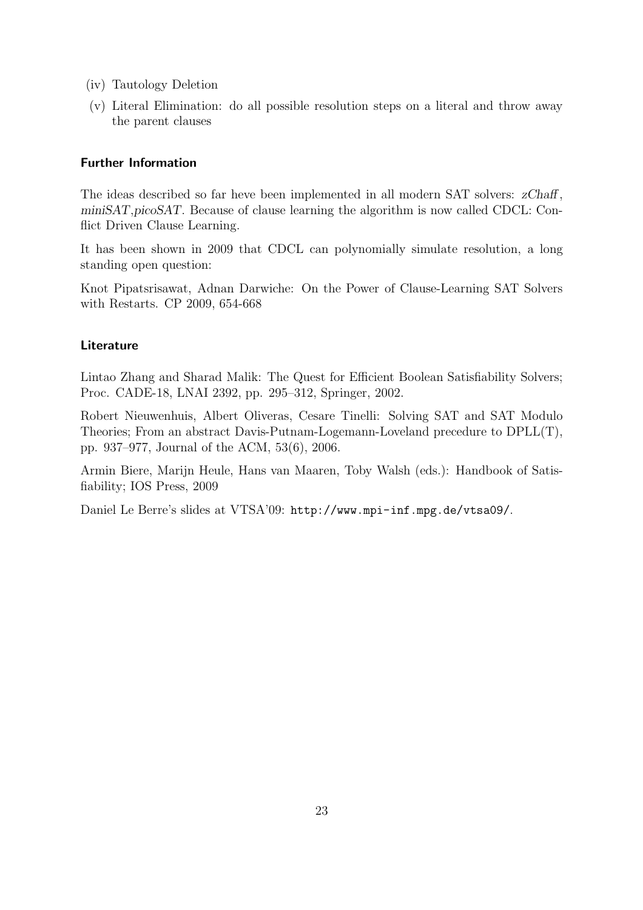(iv) Tautology Deletion

(v) Literal Elimination: do all possible resolution steps on a literal and throw away the parent clauses

### Further Information

The ideas described so far heve been implemented in all modern SAT solvers: *zChaff*, *miniSAT*,*picoSAT*. Because of clause learning the algorithm is now called CDCL: Conflict Driven Clause Learning.

It has been shown in 2009 that CDCL can polynomially simulate resolution, a long standing open question:

Knot Pipatsrisawat, Adnan Darwiche: On the Power of Clause-Learning SAT Solvers with Restarts. CP 2009, 654-668

### Literature

Lintao Zhang and Sharad Malik: The Quest for Efficient Boolean Satisfiability Solvers; Proc. CADE-18, LNAI 2392, pp. 295–312, Springer, 2002.

Robert Nieuwenhuis, Albert Oliveras, Cesare Tinelli: Solving SAT and SAT Modulo Theories; From an abstract Davis-Putnam-Logemann-Loveland precedure to DPLL(T), pp. 937–977, Journal of the ACM, 53(6), 2006.

Armin Biere, Marijn Heule, Hans van Maaren, Toby Walsh (eds.): Handbook of Satisfiability; IOS Press, 2009

Daniel Le Berre's slides at VTSA'09: `http://www.mpi-inf.mpg.de/vtsa09/`.